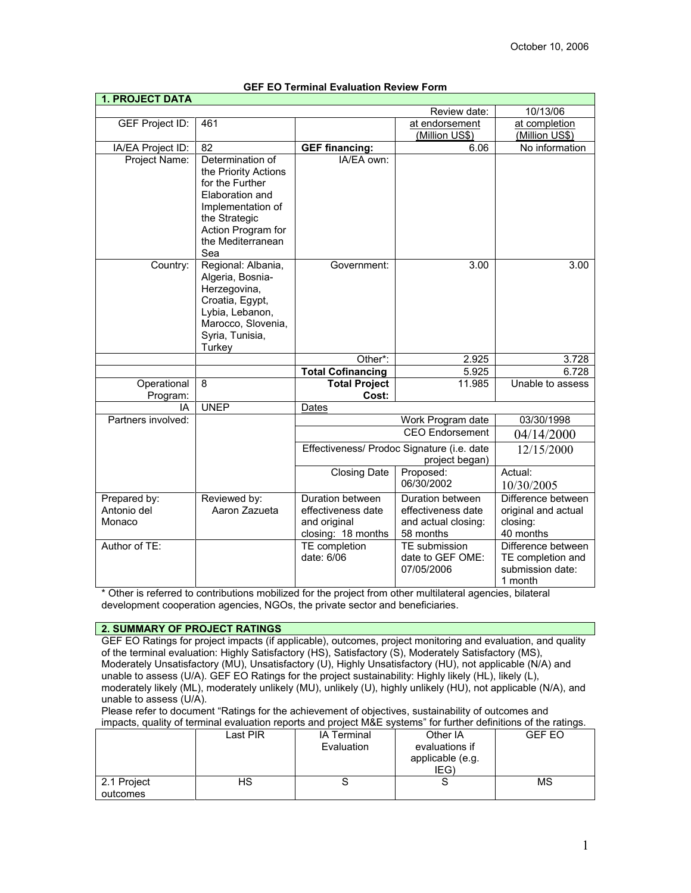October 10, 2006

**GEF EO Terminal Evaluation Review Form**

| **1. PROJECT DATA** | | | | |
|---|---|---|---|---|
| | | | Review date: | 10/13/06 |
| GEF Project ID: | 461 | | at endorsement (Million US$) | at completion (Million US$) |
| IA/EA Project ID: | 82 | **GEF financing:** | 6.06 | No information |
| Project Name: | Determination of the Priority Actions for the Further Elaboration and Implementation of the Strategic Action Program for the Mediterranean Sea | IA/EA own: | | |
| Country: | Regional: Albania, Algeria, Bosnia-Herzegovina, Croatia, Egypt, Lybia, Lebanon, Marocco, Slovenia, Syria, Tunisia, Turkey | Government: | 3.00 | 3.00 |
| | | Other*: | 2.925 | 3.728 |
| | | **Total Cofinancing** | 5.925 | 6.728 |
| Operational Program: | 8 | **Total Project Cost:** | 11.985 | Unable to assess |
| IA | UNEP | Dates | | |
| Partners involved: | | Work Program date | | 03/30/1998 |
| | | CEO Endorsement | | 04/14/2000 |
| | | Effectiveness/ Prodoc Signature (i.e. date project began) | | 12/15/2000 |
| | | Closing Date | Proposed: 06/30/2002 | Actual: 10/30/2005 |
| Prepared by: Antonio del Monaco | Reviewed by: Aaron Zazueta | Duration between effectiveness date and original closing: 18 months | Duration between effectiveness date and actual closing: 58 months | Difference between original and actual closing: 40 months |
| Author of TE: | | TE completion date: 6/06 | TE submission date to GEF OME: 07/05/2006 | Difference between TE completion and submission date: 1 month |

\* Other is referred to contributions mobilized for the project from other multilateral agencies, bilateral development cooperation agencies, NGOs, the private sector and beneficiaries.

## 2. SUMMARY OF PROJECT RATINGS

GEF EO Ratings for project impacts (if applicable), outcomes, project monitoring and evaluation, and quality of the terminal evaluation: Highly Satisfactory (HS), Satisfactory (S), Moderately Satisfactory (MS), Moderately Unsatisfactory (MU), Unsatisfactory (U), Highly Unsatisfactory (HU), not applicable (N/A) and unable to assess (U/A). GEF EO Ratings for the project sustainability: Highly likely (HL), likely (L), moderately likely (ML), moderately unlikely (MU), unlikely (U), highly unlikely (HU), not applicable (N/A), and unable to assess (U/A).

Please refer to document "Ratings for the achievement of objectives, sustainability of outcomes and impacts, quality of terminal evaluation reports and project M&E systems" for further definitions of the ratings.

| | Last PIR | IA Terminal Evaluation | Other IA evaluations if applicable (e.g. IEG) | GEF EO |
|---|---|---|---|---|
| 2.1 Project outcomes | HS | S | S | MS |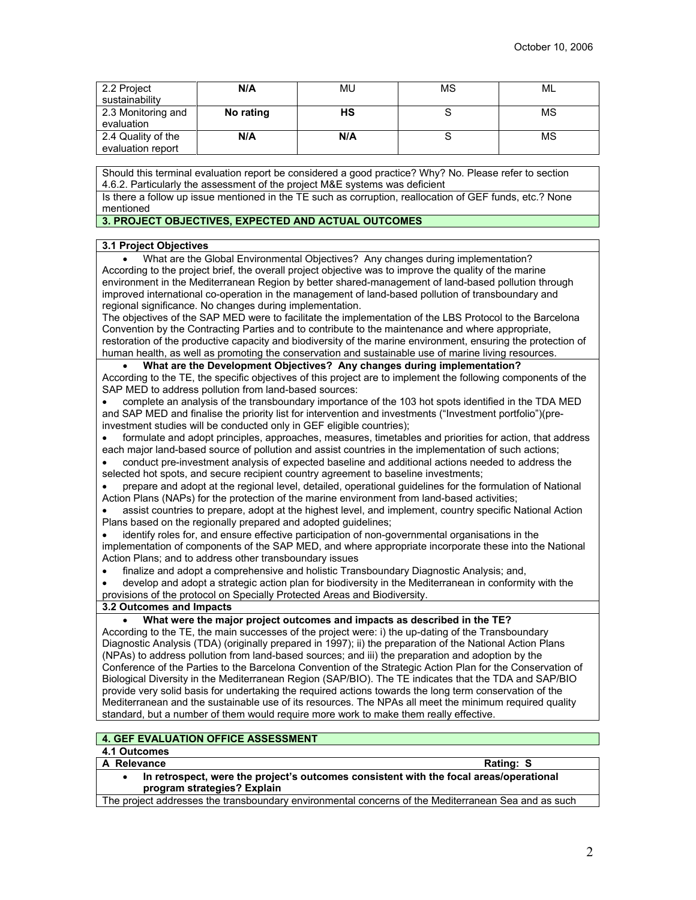| 2.2 Project sustainability | **N/A** | MU | MS | ML |
|---|---|---|---|---|
| 2.3 Monitoring and evaluation | **No rating** | **HS** | S | MS |
| 2.4 Quality of the evaluation report | **N/A** | **N/A** | S | MS |

Should this terminal evaluation report be considered a good practice? Why? No. Please refer to section 4.6.2. Particularly the assessment of the project M&E systems was deficient

Is there a follow up issue mentioned in the TE such as corruption, reallocation of GEF funds, etc.? None mentioned

**3. PROJECT OBJECTIVES, EXPECTED AND ACTUAL OUTCOMES**

**3.1 Project Objectives**

- What are the Global Environmental Objectives? Any changes during implementation?

According to the project brief, the overall project objective was to improve the quality of the marine environment in the Mediterranean Region by better shared-management of land-based pollution through improved international co-operation in the management of land-based pollution of transboundary and regional significance. No changes during implementation.

The objectives of the SAP MED were to facilitate the implementation of the LBS Protocol to the Barcelona Convention by the Contracting Parties and to contribute to the maintenance and where appropriate, restoration of the productive capacity and biodiversity of the marine environment, ensuring the protection of human health, as well as promoting the conservation and sustainable use of marine living resources.

- **What are the Development Objectives? Any changes during implementation?**

According to the TE, the specific objectives of this project are to implement the following components of the SAP MED to address pollution from land-based sources:

- complete an analysis of the transboundary importance of the 103 hot spots identified in the TDA MED and SAP MED and finalise the priority list for intervention and investments ("Investment portfolio")(pre-investment studies will be conducted only in GEF eligible countries);
- formulate and adopt principles, approaches, measures, timetables and priorities for action, that address each major land-based source of pollution and assist countries in the implementation of such actions;
- conduct pre-investment analysis of expected baseline and additional actions needed to address the selected hot spots, and secure recipient country agreement to baseline investments;
- prepare and adopt at the regional level, detailed, operational guidelines for the formulation of National Action Plans (NAPs) for the protection of the marine environment from land-based activities;
- assist countries to prepare, adopt at the highest level, and implement, country specific National Action Plans based on the regionally prepared and adopted guidelines;
- identify roles for, and ensure effective participation of non-governmental organisations in the implementation of components of the SAP MED, and where appropriate incorporate these into the National Action Plans; and to address other transboundary issues
- finalize and adopt a comprehensive and holistic Transboundary Diagnostic Analysis; and,
- develop and adopt a strategic action plan for biodiversity in the Mediterranean in conformity with the provisions of the protocol on Specially Protected Areas and Biodiversity.

**3.2 Outcomes and Impacts**

- **What were the major project outcomes and impacts as described in the TE?**

According to the TE, the main successes of the project were: i) the up-dating of the Transboundary Diagnostic Analysis (TDA) (originally prepared in 1997); ii) the preparation of the National Action Plans (NPAs) to address pollution from land-based sources; and iii) the preparation and adoption by the Conference of the Parties to the Barcelona Convention of the Strategic Action Plan for the Conservation of Biological Diversity in the Mediterranean Region (SAP/BIO). The TE indicates that the TDA and SAP/BIO provide very solid basis for undertaking the required actions towards the long term conservation of the Mediterranean and the sustainable use of its resources. The NPAs all meet the minimum required quality standard, but a number of them would require more work to make them really effective.

**4. GEF EVALUATION OFFICE ASSESSMENT**

**4.1 Outcomes**

**A Relevance** **Rating: S**

- **In retrospect, were the project's outcomes consistent with the focal areas/operational program strategies? Explain**

The project addresses the transboundary environmental concerns of the Mediterranean Sea and as such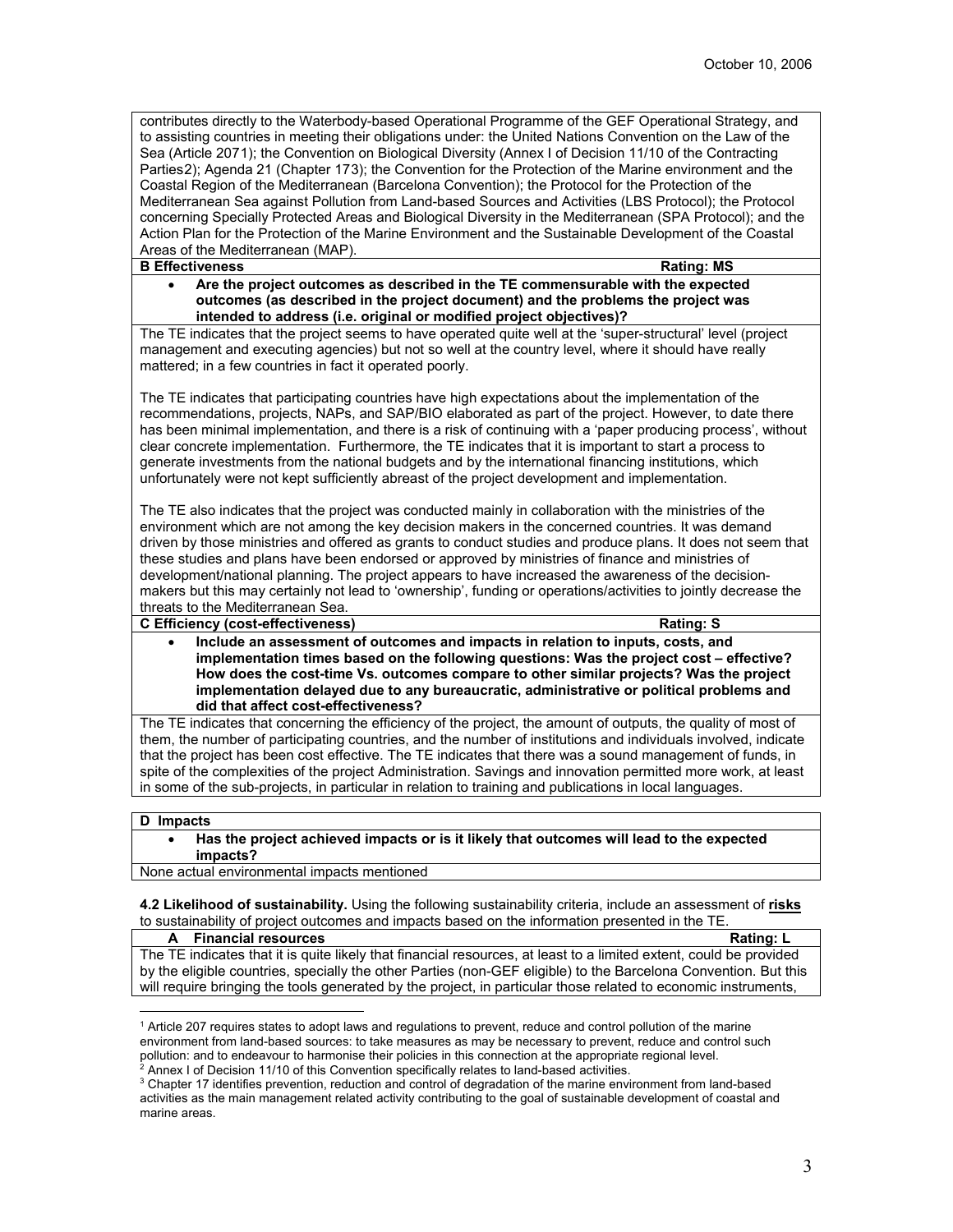contributes directly to the Waterbody-based Operational Programme of the GEF Operational Strategy, and to assisting countries in meeting their obligations under: the United Nations Convention on the Law of the Sea (Article 207[1]); the Convention on Biological Diversity (Annex I of Decision 11/10 of the Contracting Parties[2]); Agenda 21 (Chapter 17[3]); the Convention for the Protection of the Marine environment and the Coastal Region of the Mediterranean (Barcelona Convention); the Protocol for the Protection of the Mediterranean Sea against Pollution from Land-based Sources and Activities (LBS Protocol); the Protocol concerning Specially Protected Areas and Biological Diversity in the Mediterranean (SPA Protocol); and the Action Plan for the Protection of the Marine Environment and the Sustainable Development of the Coastal Areas of the Mediterranean (MAP).

**B Effectiveness** — **Rating: MS**

- **Are the project outcomes as described in the TE commensurable with the expected outcomes (as described in the project document) and the problems the project was intended to address (i.e. original or modified project objectives)?**

The TE indicates that the project seems to have operated quite well at the 'super-structural' level (project management and executing agencies) but not so well at the country level, where it should have really mattered; in a few countries in fact it operated poorly.

The TE indicates that participating countries have high expectations about the implementation of the recommendations, projects, NAPs, and SAP/BIO elaborated as part of the project. However, to date there has been minimal implementation, and there is a risk of continuing with a 'paper producing process', without clear concrete implementation. Furthermore, the TE indicates that it is important to start a process to generate investments from the national budgets and by the international financing institutions, which unfortunately were not kept sufficiently abreast of the project development and implementation.

The TE also indicates that the project was conducted mainly in collaboration with the ministries of the environment which are not among the key decision makers in the concerned countries. It was demand driven by those ministries and offered as grants to conduct studies and produce plans. It does not seem that these studies and plans have been endorsed or approved by ministries of finance and ministries of development/national planning. The project appears to have increased the awareness of the decision-makers but this may certainly not lead to 'ownership', funding or operations/activities to jointly decrease the threats to the Mediterranean Sea.

**C Efficiency (cost-effectiveness)** — **Rating: S**

- **Include an assessment of outcomes and impacts in relation to inputs, costs, and implementation times based on the following questions: Was the project cost – effective? How does the cost-time Vs. outcomes compare to other similar projects? Was the project implementation delayed due to any bureaucratic, administrative or political problems and did that affect cost-effectiveness?**

The TE indicates that concerning the efficiency of the project, the amount of outputs, the quality of most of them, the number of participating countries, and the number of institutions and individuals involved, indicate that the project has been cost effective. The TE indicates that there was a sound management of funds, in spite of the complexities of the project Administration. Savings and innovation permitted more work, at least in some of the sub-projects, in particular in relation to training and publications in local languages.

**D Impacts**

- **Has the project achieved impacts or is it likely that outcomes will lead to the expected impacts?**

None actual environmental impacts mentioned

**4.2 Likelihood of sustainability.** Using the following sustainability criteria, include an assessment of **risks** to sustainability of project outcomes and impacts based on the information presented in the TE.

**A Financial resources** — **Rating: L**

The TE indicates that it is quite likely that financial resources, at least to a limited extent, could be provided by the eligible countries, specially the other Parties (non-GEF eligible) to the Barcelona Convention. But this will require bringing the tools generated by the project, in particular those related to economic instruments,

---

[1] Article 207 requires states to adopt laws and regulations to prevent, reduce and control pollution of the marine environment from land-based sources: to take measures as may be necessary to prevent, reduce and control such pollution: and to endeavour to harmonise their policies in this connection at the appropriate regional level.

[2] Annex I of Decision 11/10 of this Convention specifically relates to land-based activities.

[3] Chapter 17 identifies prevention, reduction and control of degradation of the marine environment from land-based activities as the main management related activity contributing to the goal of sustainable development of coastal and marine areas.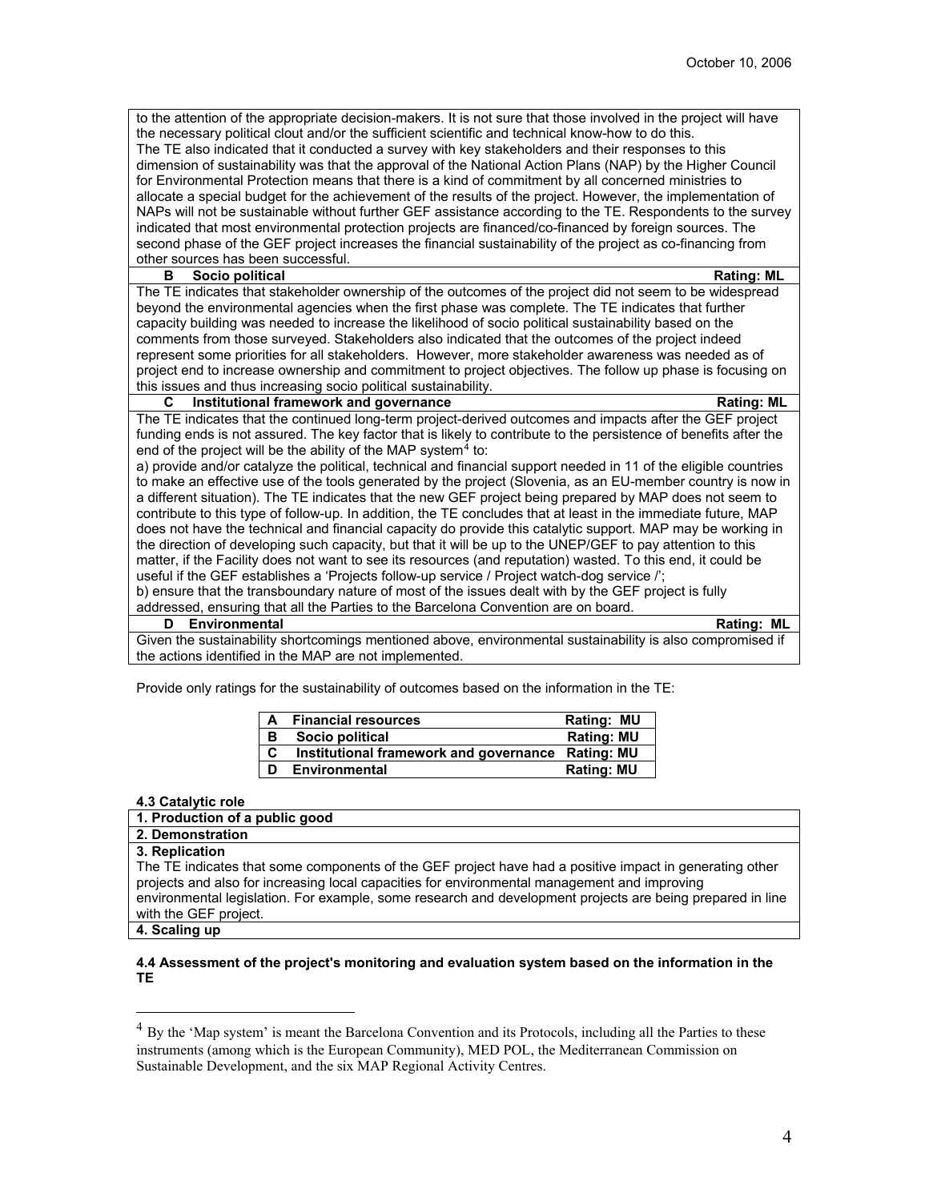to the attention of the appropriate decision-makers. It is not sure that those involved in the project will have the necessary political clout and/or the sufficient scientific and technical know-how to do this.
The TE also indicated that it conducted a survey with key stakeholders and their responses to this dimension of sustainability was that the approval of the National Action Plans (NAP) by the Higher Council for Environmental Protection means that there is a kind of commitment by all concerned ministries to allocate a special budget for the achievement of the results of the project. However, the implementation of NAPs will not be sustainable without further GEF assistance according to the TE. Respondents to the survey indicated that most environmental protection projects are financed/co-financed by foreign sources. The second phase of the GEF project increases the financial sustainability of the project as co-financing from other sources has been successful.

| **B Socio political** | **Rating: ML** |
|---|---|

The TE indicates that stakeholder ownership of the outcomes of the project did not seem to be widespread beyond the environmental agencies when the first phase was complete. The TE indicates that further capacity building was needed to increase the likelihood of socio political sustainability based on the comments from those surveyed. Stakeholders also indicated that the outcomes of the project indeed represent some priorities for all stakeholders. However, more stakeholder awareness was needed as of project end to increase ownership and commitment to project objectives. The follow up phase is focusing on this issues and thus increasing socio political sustainability.

| **C Institutional framework and governance** | **Rating: ML** |
|---|---|

The TE indicates that the continued long-term project-derived outcomes and impacts after the GEF project funding ends is not assured. The key factor that is likely to contribute to the persistence of benefits after the end of the project will be the ability of the MAP system[4] to:
a) provide and/or catalyze the political, technical and financial support needed in 11 of the eligible countries to make an effective use of the tools generated by the project (Slovenia, as an EU-member country is now in a different situation). The TE indicates that the new GEF project being prepared by MAP does not seem to contribute to this type of follow-up. In addition, the TE concludes that at least in the immediate future, MAP does not have the technical and financial capacity do provide this catalytic support. MAP may be working in the direction of developing such capacity, but that it will be up to the UNEP/GEF to pay attention to this matter, if the Facility does not want to see its resources (and reputation) wasted. To this end, it could be useful if the GEF establishes a 'Projects follow-up service / Project watch-dog service /';
b) ensure that the transboundary nature of most of the issues dealt with by the GEF project is fully addressed, ensuring that all the Parties to the Barcelona Convention are on board.

| **D Environmental** | **Rating: ML** |
|---|---|

Given the sustainability shortcomings mentioned above, environmental sustainability is also compromised if the actions identified in the MAP are not implemented.

Provide only ratings for the sustainability of outcomes based on the information in the TE:

| | | |
|---|---|---|
| **A** | **Financial resources** | **Rating: MU** |
| **B** | **Socio political** | **Rating: MU** |
| **C** | **Institutional framework and governance** | **Rating: MU** |
| **D** | **Environmental** | **Rating: MU** |

**4.3 Catalytic role**

**1. Production of a public good**

**2. Demonstration**

**3. Replication**

The TE indicates that some components of the GEF project have had a positive impact in generating other projects and also for increasing local capacities for environmental management and improving environmental legislation. For example, some research and development projects are being prepared in line with the GEF project.

**4. Scaling up**

**4.4 Assessment of the project's monitoring and evaluation system based on the information in the TE**

[4] By the 'Map system' is meant the Barcelona Convention and its Protocols, including all the Parties to these instruments (among which is the European Community), MED POL, the Mediterranean Commission on Sustainable Development, and the six MAP Regional Activity Centres.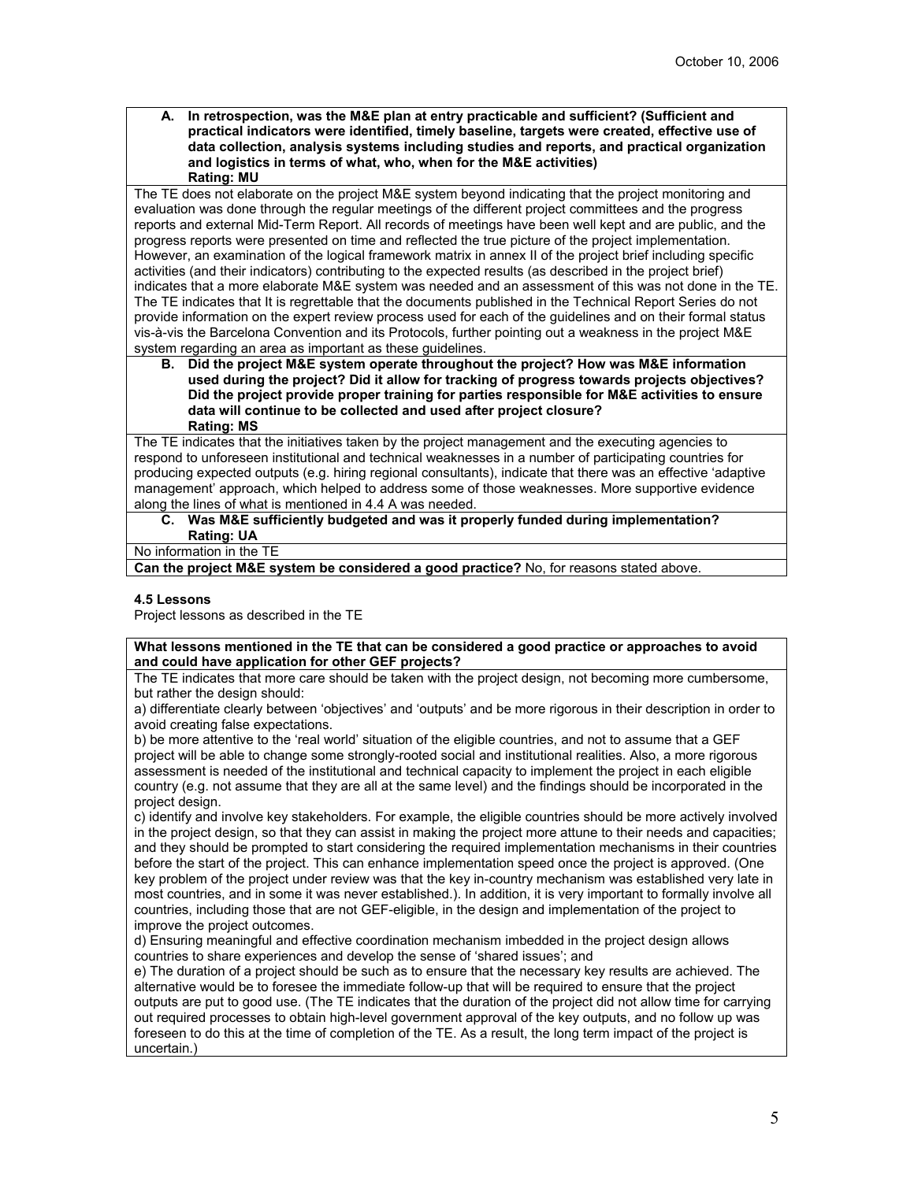**A. In retrospection, was the M&E plan at entry practicable and sufficient? (Sufficient and practical indicators were identified, timely baseline, targets were created, effective use of data collection, analysis systems including studies and reports, and practical organization and logistics in terms of what, who, when for the M&E activities)**
**Rating: MU**

The TE does not elaborate on the project M&E system beyond indicating that the project monitoring and evaluation was done through the regular meetings of the different project committees and the progress reports and external Mid-Term Report. All records of meetings have been well kept and are public, and the progress reports were presented on time and reflected the true picture of the project implementation. However, an examination of the logical framework matrix in annex II of the project brief including specific activities (and their indicators) contributing to the expected results (as described in the project brief) indicates that a more elaborate M&E system was needed and an assessment of this was not done in the TE. The TE indicates that It is regrettable that the documents published in the Technical Report Series do not provide information on the expert review process used for each of the guidelines and on their formal status vis-à-vis the Barcelona Convention and its Protocols, further pointing out a weakness in the project M&E system regarding an area as important as these guidelines.

**B. Did the project M&E system operate throughout the project? How was M&E information used during the project? Did it allow for tracking of progress towards projects objectives? Did the project provide proper training for parties responsible for M&E activities to ensure data will continue to be collected and used after project closure?**
**Rating: MS**

The TE indicates that the initiatives taken by the project management and the executing agencies to respond to unforeseen institutional and technical weaknesses in a number of participating countries for producing expected outputs (e.g. hiring regional consultants), indicate that there was an effective 'adaptive management' approach, which helped to address some of those weaknesses. More supportive evidence along the lines of what is mentioned in 4.4 A was needed.

**C. Was M&E sufficiently budgeted and was it properly funded during implementation?**
**Rating: UA**

No information in the TE

**Can the project M&E system be considered a good practice?** No, for reasons stated above.

### 4.5 Lessons

Project lessons as described in the TE

**What lessons mentioned in the TE that can be considered a good practice or approaches to avoid and could have application for other GEF projects?**

The TE indicates that more care should be taken with the project design, not becoming more cumbersome, but rather the design should:

a) differentiate clearly between 'objectives' and 'outputs' and be more rigorous in their description in order to avoid creating false expectations.

b) be more attentive to the 'real world' situation of the eligible countries, and not to assume that a GEF project will be able to change some strongly-rooted social and institutional realities. Also, a more rigorous assessment is needed of the institutional and technical capacity to implement the project in each eligible country (e.g. not assume that they are all at the same level) and the findings should be incorporated in the project design.

c) identify and involve key stakeholders. For example, the eligible countries should be more actively involved in the project design, so that they can assist in making the project more attune to their needs and capacities; and they should be prompted to start considering the required implementation mechanisms in their countries before the start of the project. This can enhance implementation speed once the project is approved. (One key problem of the project under review was that the key in-country mechanism was established very late in most countries, and in some it was never established.). In addition, it is very important to formally involve all countries, including those that are not GEF-eligible, in the design and implementation of the project to improve the project outcomes.

d) Ensuring meaningful and effective coordination mechanism imbedded in the project design allows countries to share experiences and develop the sense of 'shared issues'; and

e) The duration of a project should be such as to ensure that the necessary key results are achieved. The alternative would be to foresee the immediate follow-up that will be required to ensure that the project outputs are put to good use. (The TE indicates that the duration of the project did not allow time for carrying out required processes to obtain high-level government approval of the key outputs, and no follow up was foreseen to do this at the time of completion of the TE. As a result, the long term impact of the project is uncertain.)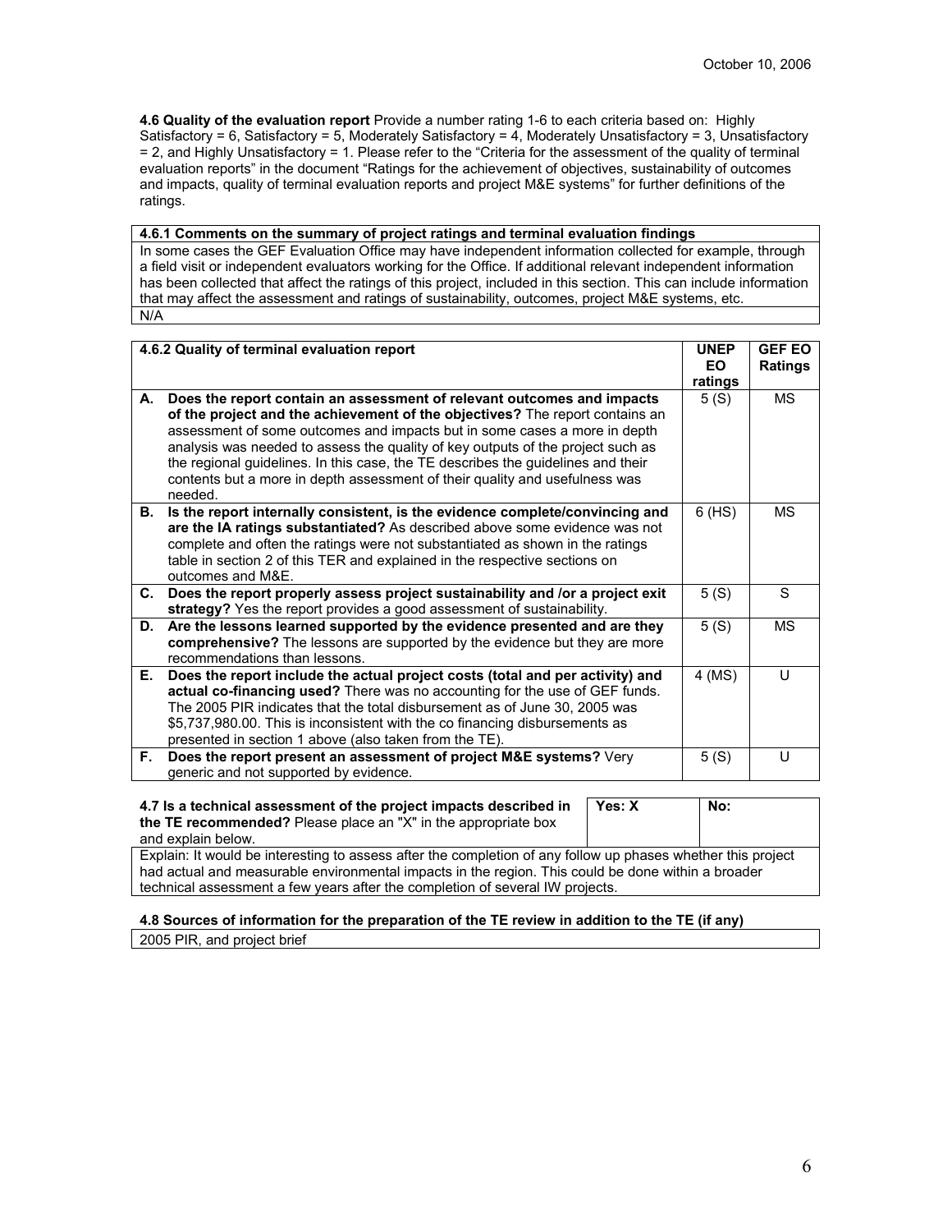**4.6 Quality of the evaluation report** Provide a number rating 1-6 to each criteria based on: Highly Satisfactory = 6, Satisfactory = 5, Moderately Satisfactory = 4, Moderately Unsatisfactory = 3, Unsatisfactory = 2, and Highly Unsatisfactory = 1. Please refer to the "Criteria for the assessment of the quality of terminal evaluation reports" in the document "Ratings for the achievement of objectives, sustainability of outcomes and impacts, quality of terminal evaluation reports and project M&E systems" for further definitions of the ratings.

| **4.6.1 Comments on the summary of project ratings and terminal evaluation findings** |
|---|
| In some cases the GEF Evaluation Office may have independent information collected for example, through a field visit or independent evaluators working for the Office. If additional relevant independent information has been collected that affect the ratings of this project, included in this section. This can include information that may affect the assessment and ratings of sustainability, outcomes, project M&E systems, etc. |
| N/A |

| **4.6.2 Quality of terminal evaluation report** | | **UNEP EO ratings** | **GEF EO Ratings** |
|---|---|---|---|
| **A.** | **Does the report contain an assessment of relevant outcomes and impacts of the project and the achievement of the objectives?** The report contains an assessment of some outcomes and impacts but in some cases a more in depth analysis was needed to assess the quality of key outputs of the project such as the regional guidelines. In this case, the TE describes the guidelines and their contents but a more in depth assessment of their quality and usefulness was needed. | 5 (S) | MS |
| **B.** | **Is the report internally consistent, is the evidence complete/convincing and are the IA ratings substantiated?** As described above some evidence was not complete and often the ratings were not substantiated as shown in the ratings table in section 2 of this TER and explained in the respective sections on outcomes and M&E. | 6 (HS) | MS |
| **C.** | **Does the report properly assess project sustainability and /or a project exit strategy?** Yes the report provides a good assessment of sustainability. | 5 (S) | S |
| **D.** | **Are the lessons learned supported by the evidence presented and are they comprehensive?** The lessons are supported by the evidence but they are more recommendations than lessons. | 5 (S) | MS |
| **E.** | **Does the report include the actual project costs (total and per activity) and actual co-financing used?** There was no accounting for the use of GEF funds. The 2005 PIR indicates that the total disbursement as of June 30, 2005 was $5,737,980.00. This is inconsistent with the co financing disbursements as presented in section 1 above (also taken from the TE). | 4 (MS) | U |
| **F.** | **Does the report present an assessment of project M&E systems?** Very generic and not supported by evidence. | 5 (S) | U |

| **4.7 Is a technical assessment of the project impacts described in the TE recommended?** Please place an "X" in the appropriate box and explain below. | **Yes: X** | **No:** |
|---|---|---|
| Explain: It would be interesting to assess after the completion of any follow up phases whether this project had actual and measurable environmental impacts in the region. This could be done within a broader technical assessment a few years after the completion of several IW projects. | | |

| **4.8 Sources of information for the preparation of the TE review in addition to the TE (if any)** |
|---|
| 2005 PIR, and project brief |